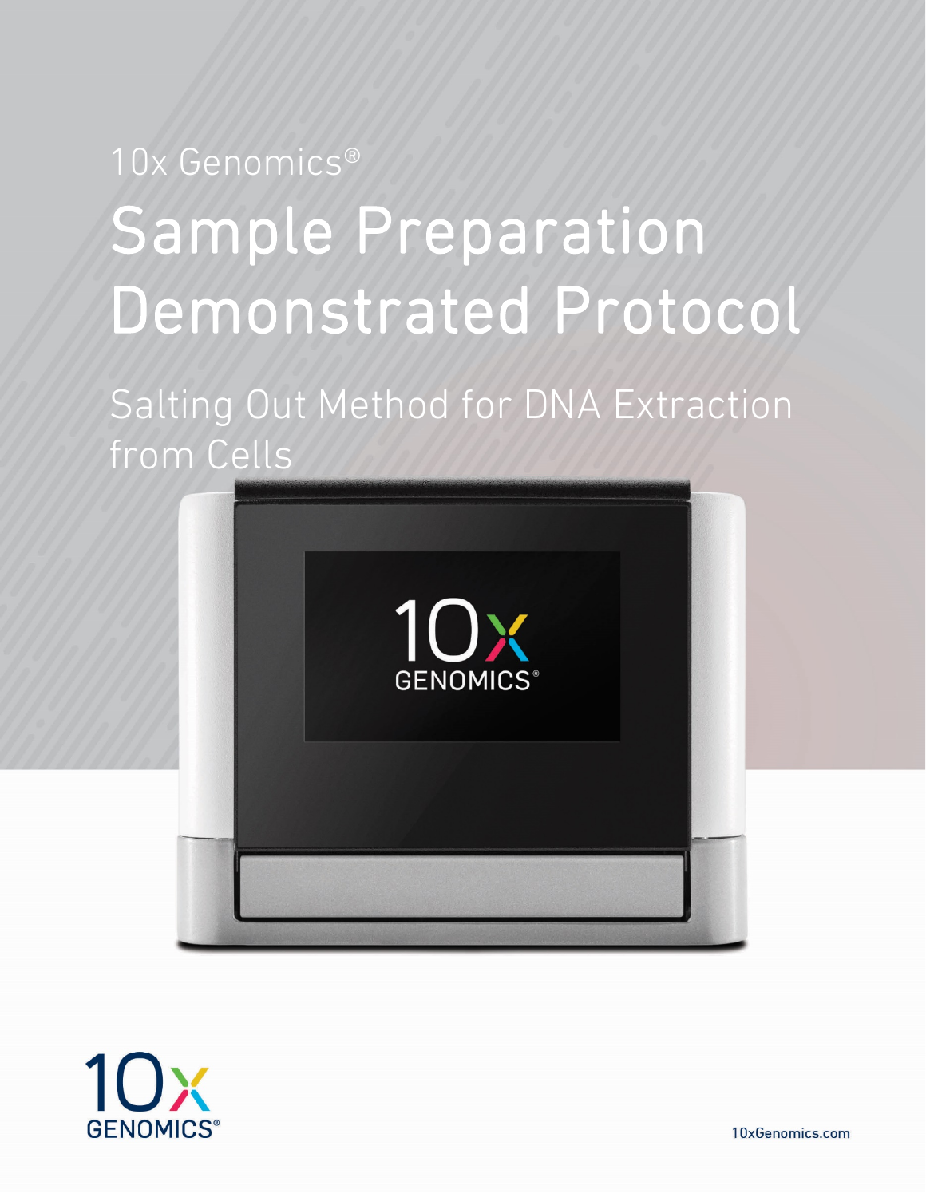10x Genomics®

# Sample Preparation Demonstrated Protocol

## Salting Out Method for DNA Extraction from Cells

10xGenomics.com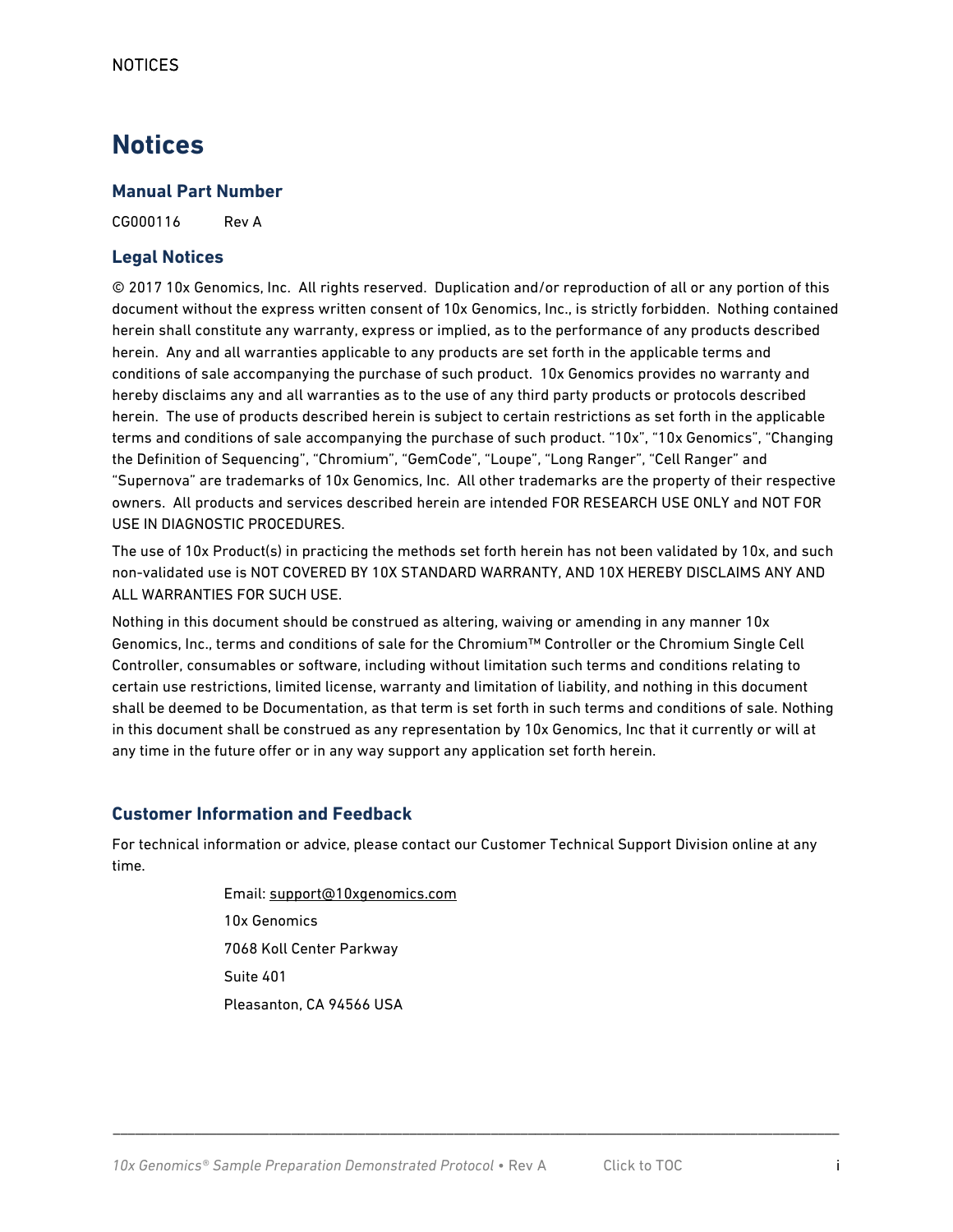# Notices

## Manual Part Number

CG000116 Rev A

## Legal Notices

© 2017 10x Genomics, Inc. All rights reserved. Duplication and/or reproduction of all or any portion of this document without the express written consent of 10x Genomics, Inc., is strictly forbidden. Nothing contained herein shall constitute any warranty, express or implied, as to the performance of any products described herein. Any and all warranties applicable to any products are set forth in the applicable terms and conditions of sale accompanying the purchase of such product. 10x Genomics provides no warranty and hereby disclaims any and all warranties as to the use of any third party products or protocols described herein. The use of products described herein is subject to certain restrictions as set forth in the applicable terms and conditions of sale accompanying the purchase of such product. "10x", "10x Genomics", "Changing the Definition of Sequencing", "Chromium", "GemCode", "Loupe", "Long Ranger", "Cell Ranger" and "Supernova" are trademarks of 10x Genomics, Inc. All other trademarks are the property of their respective owners. All products and services described herein are intended FOR RESEARCH USE ONLY and NOT FOR USE IN DIAGNOSTIC PROCEDURES.

The use of 10x Product(s) in practicing the methods set forth herein has not been validated by 10x, and such non-validated use is NOT COVERED BY 10X STANDARD WARRANTY, AND 10X HEREBY DISCLAIMS ANY AND ALL WARRANTIES FOR SUCH USE.

Nothing in this document should be construed as altering, waiving or amending in any manner 10x Genomics, Inc., terms and conditions of sale for the Chromium™ Controller or the Chromium Single Cell Controller, consumables or software, including without limitation such terms and conditions relating to certain use restrictions, limited license, warranty and limitation of liability, and nothing in this document shall be deemed to be Documentation, as that term is set forth in such terms and conditions of sale. Nothing in this document shall be construed as any representation by 10x Genomics, Inc that it currently or will at any time in the future offer or in any way support any application set forth herein.

## Customer Information and Feedback

For technical information or advice, please contact our Customer Technical Support Division online at any time.

Email: support@10xgenomics.com

10x Genomics

7068 Koll Center Parkway

Suite 401

Pleasanton, CA 94566 USA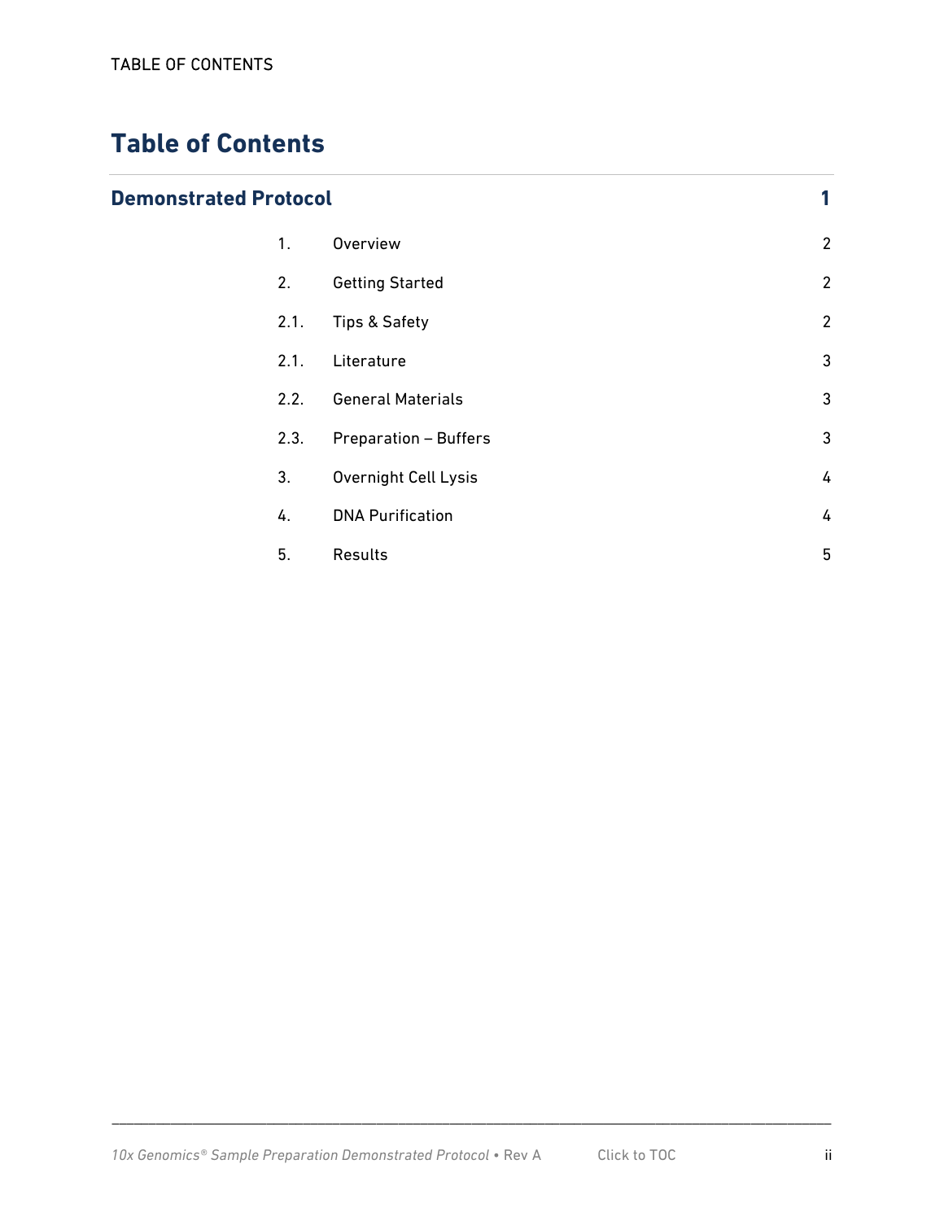# Table of Contents

| Demonstrated Protocol | | 1 |
|---|---|---|
| 1. | Overview | 2 |
| 2. | Getting Started | 2 |
| 2.1. | Tips & Safety | 2 |
| 2.1. | Literature | 3 |
| 2.2. | General Materials | 3 |
| 2.3. | Preparation – Buffers | 3 |
| 3. | Overnight Cell Lysis | 4 |
| 4. | DNA Purification | 4 |
| 5. | Results | 5 |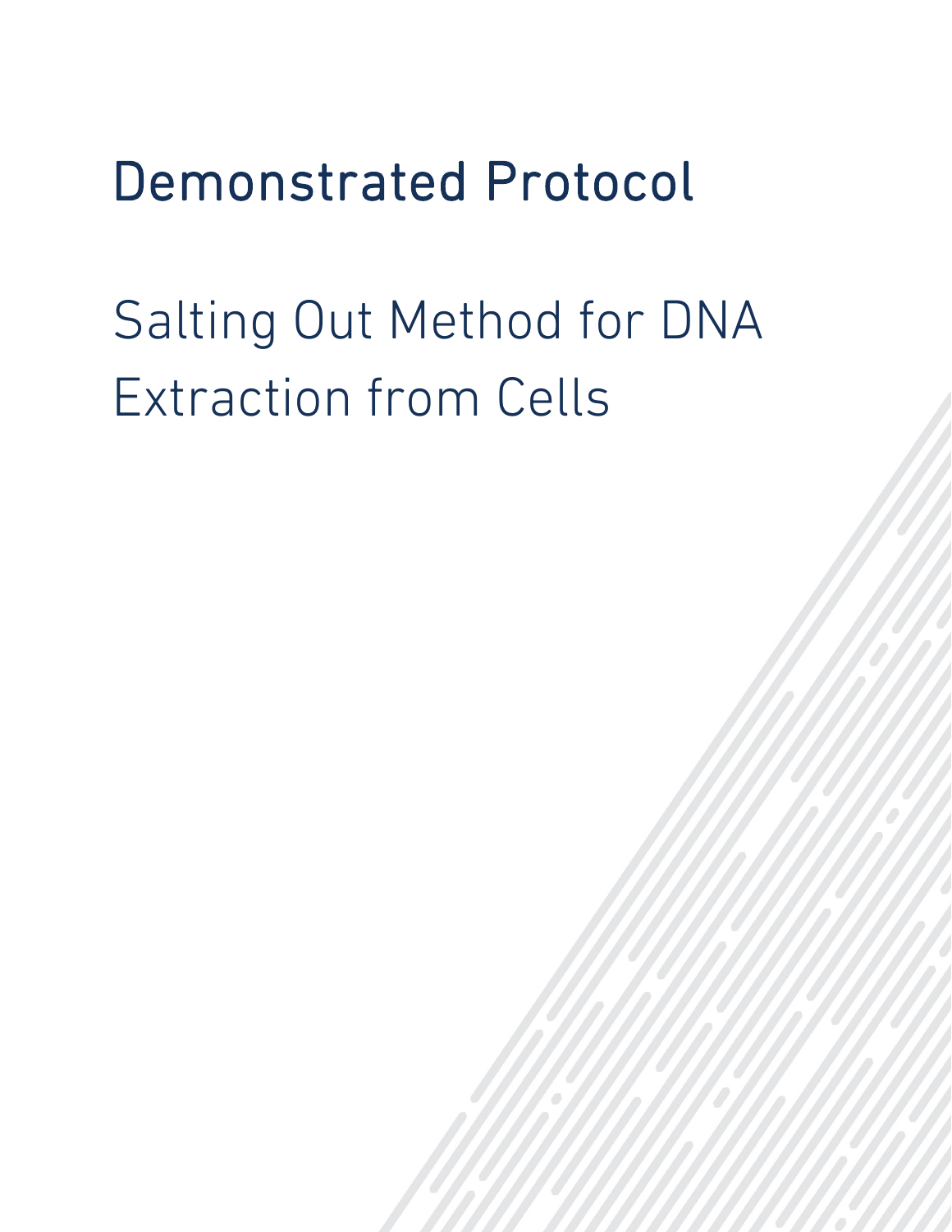# Demonstrated Protocol

## Salting Out Method for DNA Extraction from Cells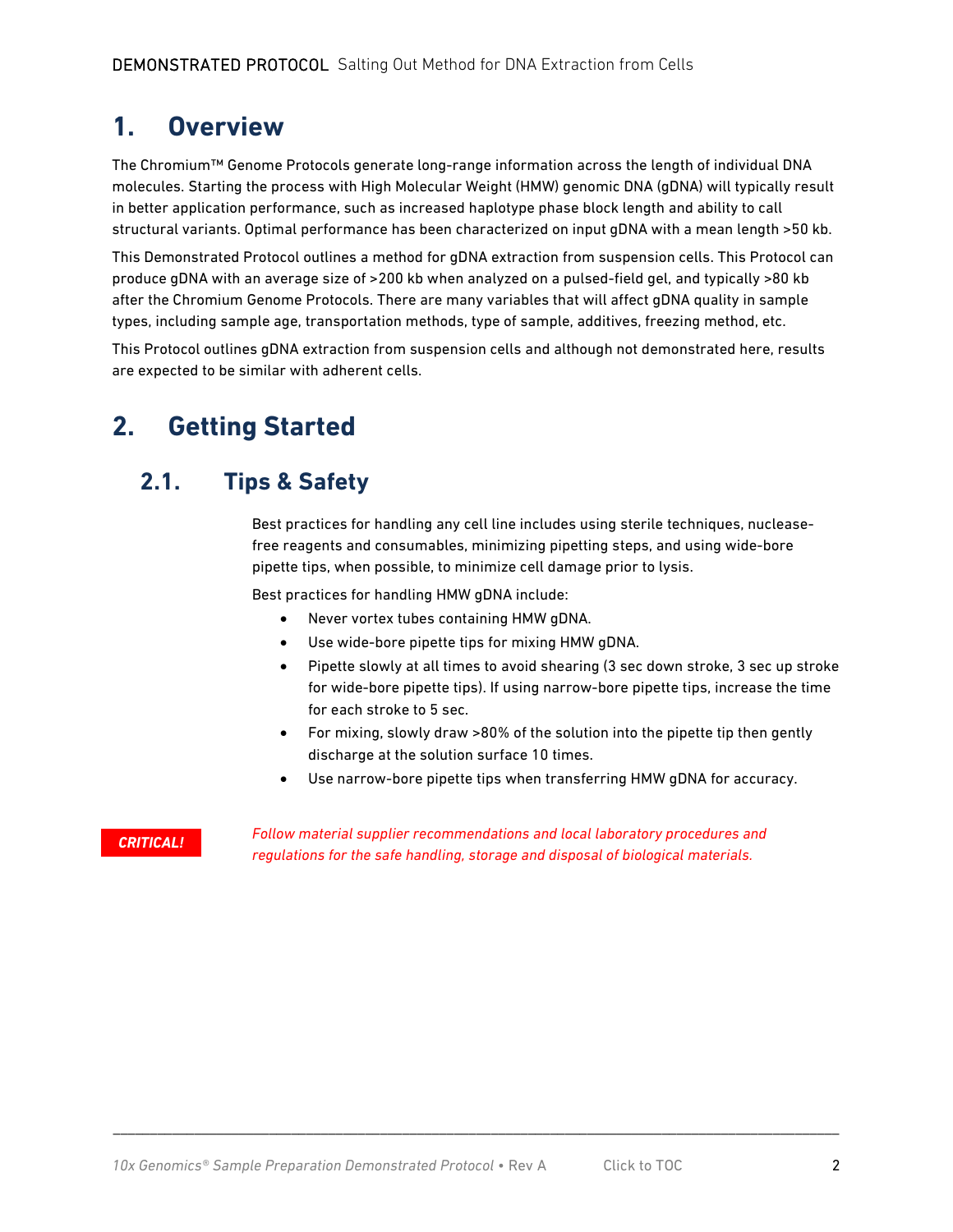# 1. Overview

The Chromium™ Genome Protocols generate long-range information across the length of individual DNA molecules. Starting the process with High Molecular Weight (HMW) genomic DNA (gDNA) will typically result in better application performance, such as increased haplotype phase block length and ability to call structural variants. Optimal performance has been characterized on input gDNA with a mean length >50 kb.

This Demonstrated Protocol outlines a method for gDNA extraction from suspension cells. This Protocol can produce gDNA with an average size of >200 kb when analyzed on a pulsed-field gel, and typically >80 kb after the Chromium Genome Protocols. There are many variables that will affect gDNA quality in sample types, including sample age, transportation methods, type of sample, additives, freezing method, etc.

This Protocol outlines gDNA extraction from suspension cells and although not demonstrated here, results are expected to be similar with adherent cells.

# 2. Getting Started

## 2.1. Tips & Safety

Best practices for handling any cell line includes using sterile techniques, nuclease-free reagents and consumables, minimizing pipetting steps, and using wide-bore pipette tips, when possible, to minimize cell damage prior to lysis.

Best practices for handling HMW gDNA include:

- Never vortex tubes containing HMW gDNA.
- Use wide-bore pipette tips for mixing HMW gDNA.
- Pipette slowly at all times to avoid shearing (3 sec down stroke, 3 sec up stroke for wide-bore pipette tips). If using narrow-bore pipette tips, increase the time for each stroke to 5 sec.
- For mixing, slowly draw >80% of the solution into the pipette tip then gently discharge at the solution surface 10 times.
- Use narrow-bore pipette tips when transferring HMW gDNA for accuracy.

**CRITICAL!** *Follow material supplier recommendations and local laboratory procedures and regulations for the safe handling, storage and disposal of biological materials.*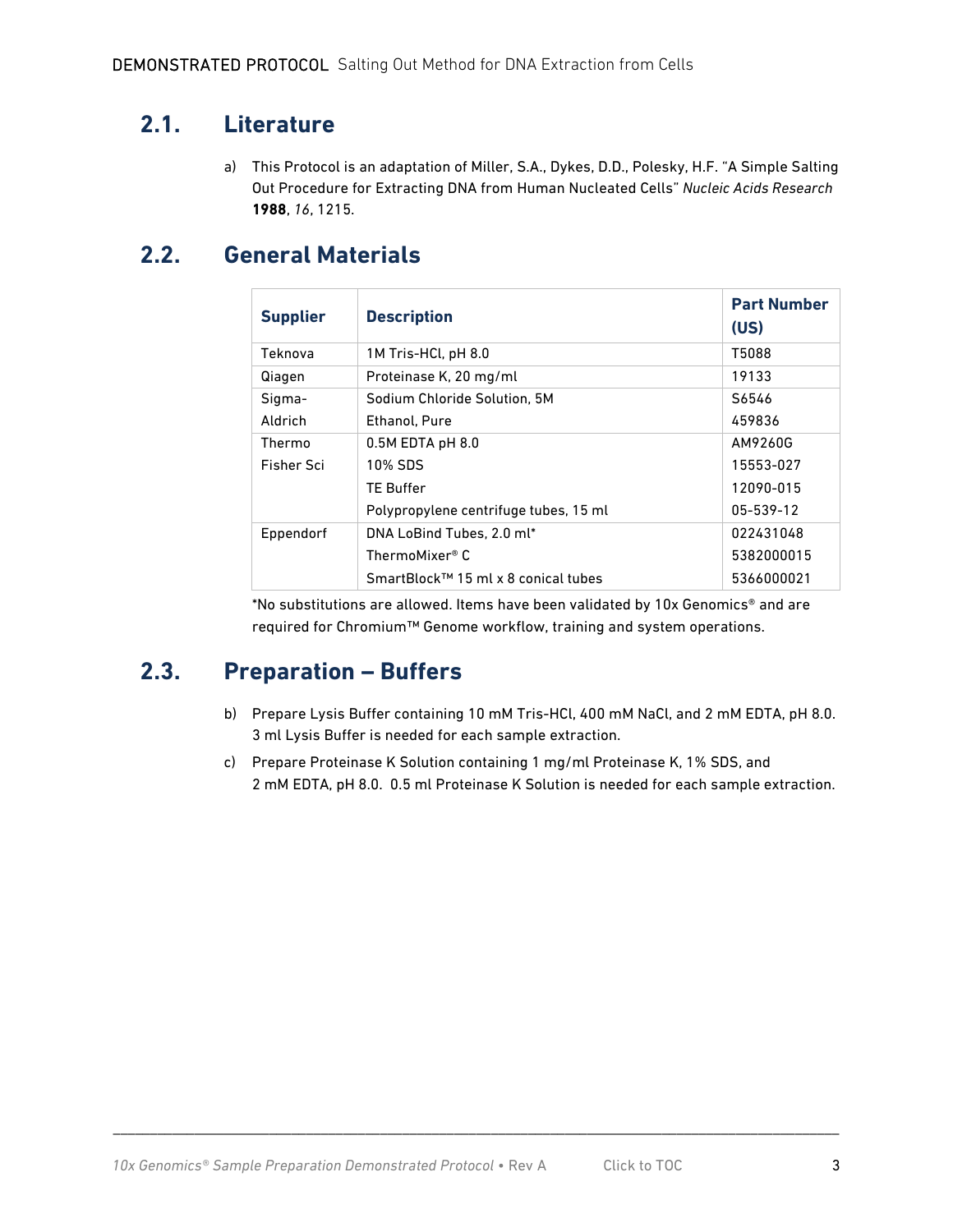## 2.1. Literature

a) This Protocol is an adaptation of Miller, S.A., Dykes, D.D., Polesky, H.F. "A Simple Salting Out Procedure for Extracting DNA from Human Nucleated Cells" *Nucleic Acids Research* **1988**, *16*, 1215.

## 2.2. General Materials

| Supplier | Description | Part Number (US) |
|---|---|---|
| Teknova | 1M Tris-HCl, pH 8.0 | T5088 |
| Qiagen | Proteinase K, 20 mg/ml | 19133 |
| Sigma-Aldrich | Sodium Chloride Solution, 5M | S6546 |
| | Ethanol, Pure | 459836 |
| Thermo Fisher Sci | 0.5M EDTA pH 8.0 | AM9260G |
| | 10% SDS | 15553-027 |
| | TE Buffer | 12090-015 |
| | Polypropylene centrifuge tubes, 15 ml | 05-539-12 |
| Eppendorf | DNA LoBind Tubes, 2.0 ml* | 022431048 |
| | ThermoMixer® C | 5382000015 |
| | SmartBlock™ 15 ml x 8 conical tubes | 5366000021 |

*No substitutions are allowed. Items have been validated by 10x Genomics® and are required for Chromium™ Genome workflow, training and system operations.

## 2.3. Preparation – Buffers

b) Prepare Lysis Buffer containing 10 mM Tris-HCl, 400 mM NaCl, and 2 mM EDTA, pH 8.0. 3 ml Lysis Buffer is needed for each sample extraction.

c) Prepare Proteinase K Solution containing 1 mg/ml Proteinase K, 1% SDS, and 2 mM EDTA, pH 8.0. 0.5 ml Proteinase K Solution is needed for each sample extraction.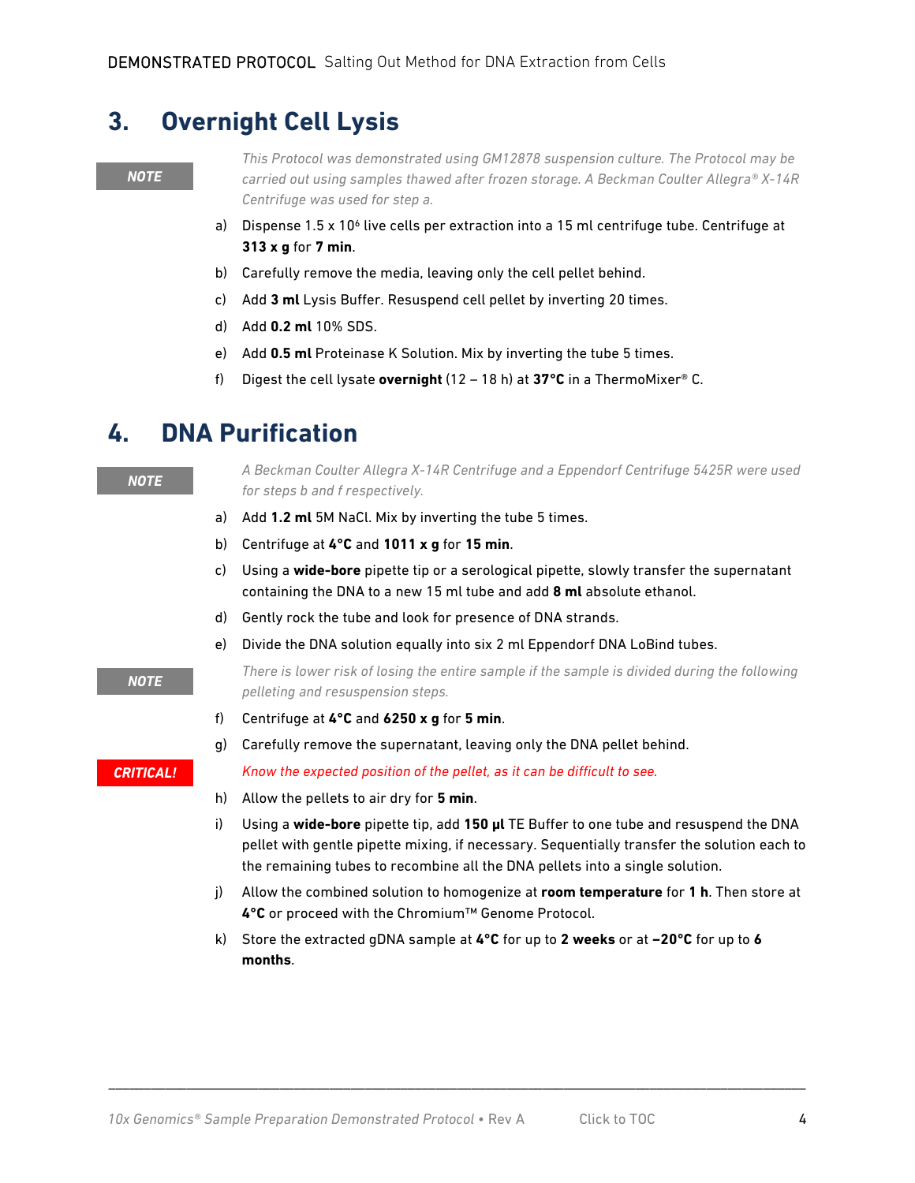# 3. Overnight Cell Lysis

**NOTE**

*This Protocol was demonstrated using GM12878 suspension culture. The Protocol may be carried out using samples thawed after frozen storage. A Beckman Coulter Allegra® X-14R Centrifuge was used for step a.*

a) Dispense 1.5 x $10^6$ live cells per extraction into a 15 ml centrifuge tube. Centrifuge at **313 x g** for **7 min**.

b) Carefully remove the media, leaving only the cell pellet behind.

c) Add **3 ml** Lysis Buffer. Resuspend cell pellet by inverting 20 times.

d) Add **0.2 ml** 10% SDS.

e) Add **0.5 ml** Proteinase K Solution. Mix by inverting the tube 5 times.

f) Digest the cell lysate **overnight** (12 – 18 h) at **37°C** in a ThermoMixer® C.

# 4. DNA Purification

**NOTE**

*A Beckman Coulter Allegra X-14R Centrifuge and a Eppendorf Centrifuge 5425R were used for steps b and f respectively.*

a) Add **1.2 ml** 5M NaCl. Mix by inverting the tube 5 times.

b) Centrifuge at **4°C** and **1011 x g** for **15 min**.

c) Using a **wide-bore** pipette tip or a serological pipette, slowly transfer the supernatant containing the DNA to a new 15 ml tube and add **8 ml** absolute ethanol.

d) Gently rock the tube and look for presence of DNA strands.

e) Divide the DNA solution equally into six 2 ml Eppendorf DNA LoBind tubes.

**NOTE**

*There is lower risk of losing the entire sample if the sample is divided during the following pelleting and resuspension steps.*

f) Centrifuge at **4°C** and **6250 x g** for **5 min**.

g) Carefully remove the supernatant, leaving only the DNA pellet behind.

**CRITICAL!**

*Know the expected position of the pellet, as it can be difficult to see.*

h) Allow the pellets to air dry for **5 min**.

i) Using a **wide-bore** pipette tip, add **150 µl** TE Buffer to one tube and resuspend the DNA pellet with gentle pipette mixing, if necessary. Sequentially transfer the solution each to the remaining tubes to recombine all the DNA pellets into a single solution.

j) Allow the combined solution to homogenize at **room temperature** for **1 h**. Then store at **4°C** or proceed with the Chromium™ Genome Protocol.

k) Store the extracted gDNA sample at **4°C** for up to **2 weeks** or at **–20°C** for up to **6 months**.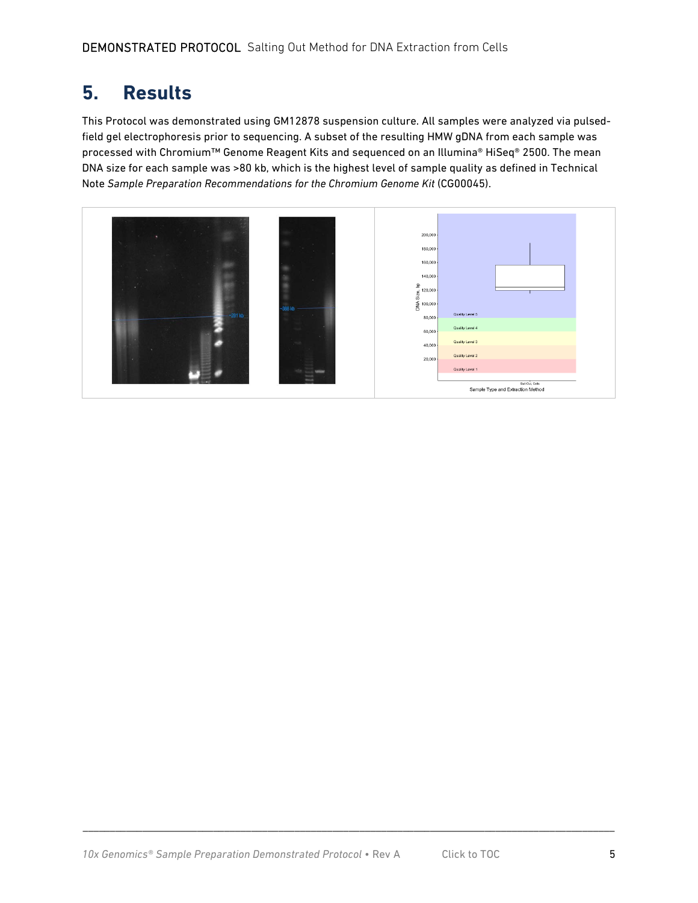# 5. Results

This Protocol was demonstrated using GM12878 suspension culture. All samples were analyzed via pulsed-field gel electrophoresis prior to sequencing. A subset of the resulting HMW gDNA from each sample was processed with Chromium™ Genome Reagent Kits and sequenced on an Illumina® HiSeq® 2500. The mean DNA size for each sample was >80 kb, which is the highest level of sample quality as defined in Technical Note *Sample Preparation Recommendations for the Chromium Genome Kit* (CG00045).

~281 kb

~388 kb

200,000
180,000
160,000
140,000
120,000
100,000
80,000
60,000
40,000
20,000

DNA Size, bp

Quality Level 5
Quality Level 4
Quality Level 3
Quality Level 2
Quality Level 1

Salt Out, Cells

Sample Type and Extraction Method